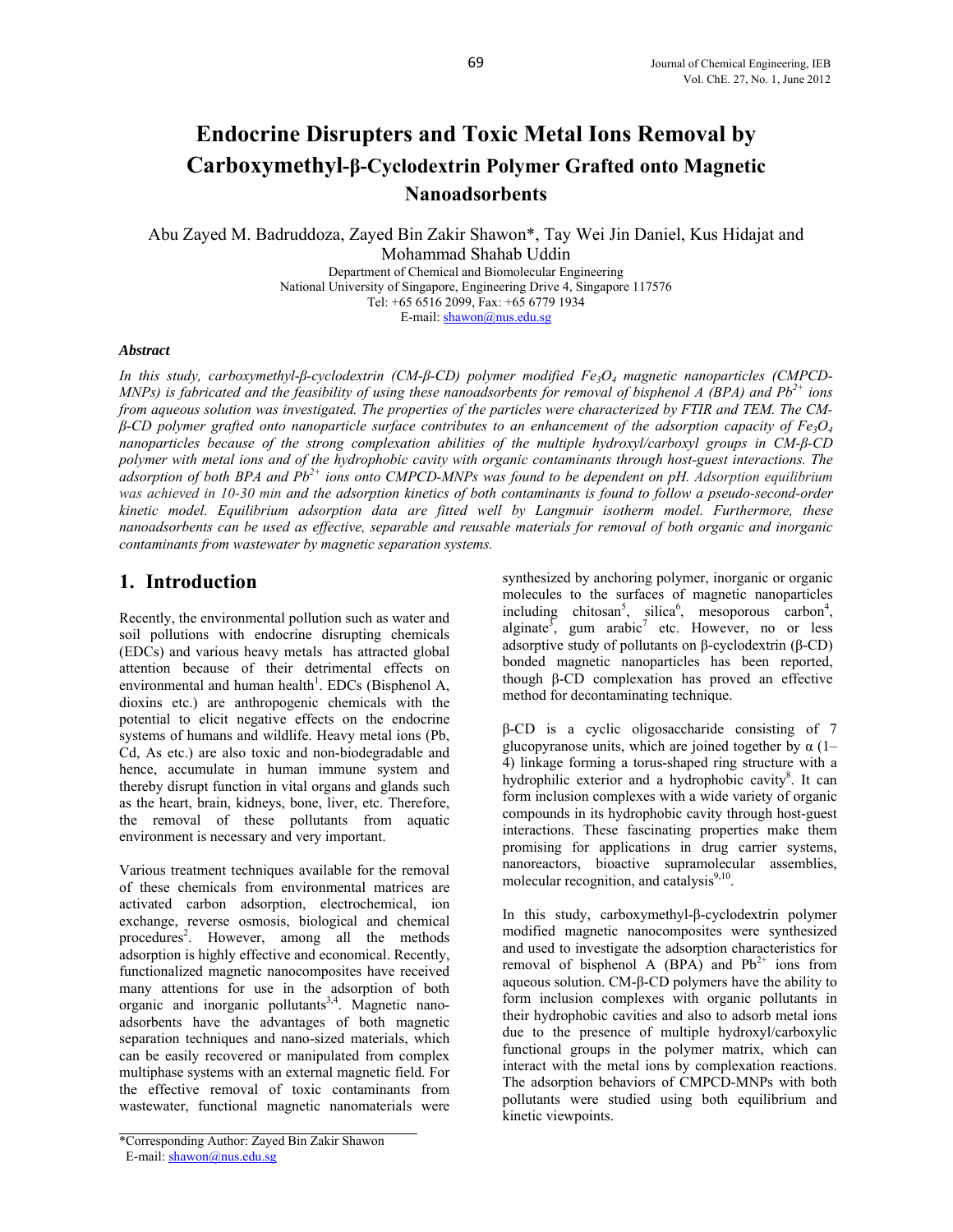# Endocrine Disrupters and Toxic Metal Ions Removal by Carboxymethyl-β-Cyclodextrin Polymer Grafted onto Magnetic Nanoadsorbents

Abu Zayed M. Badruddoza, Zayed Bin Zakir Shawon*, Tay Wei Jin Daniel, Kus Hidajat and Mohammad Shahab Uddin

Department of Chemical and Biomolecular Engineering
National University of Singapore, Engineering Drive 4, Singapore 117576
Tel: +65 6516 2099, Fax: +65 6779 1934
E-mail: shawon@nus.edu.sg

### Abstract

*In this study, carboxymethyl-β-cyclodextrin (CM-β-CD) polymer modified $Fe_3O_4$ magnetic nanoparticles (CMPCD-MNPs) is fabricated and the feasibility of using these nanoadsorbents for removal of bisphenol A (BPA) and $Pb^{2+}$ ions from aqueous solution was investigated. The properties of the particles were characterized by FTIR and TEM. The CM-β-CD polymer grafted onto nanoparticle surface contributes to an enhancement of the adsorption capacity of $Fe_3O_4$ nanoparticles because of the strong complexation abilities of the multiple hydroxyl/carboxyl groups in CM-β-CD polymer with metal ions and of the hydrophobic cavity with organic contaminants through host-guest interactions. The adsorption of both BPA and $Pb^{2+}$ ions onto CMPCD-MNPs was found to be dependent on pH. Adsorption equilibrium was achieved in 10-30 min and the adsorption kinetics of both contaminants is found to follow a pseudo-second-order kinetic model. Equilibrium adsorption data are fitted well by Langmuir isotherm model. Furthermore, these nanoadsorbents can be used as effective, separable and reusable materials for removal of both organic and inorganic contaminants from wastewater by magnetic separation systems.*

## 1. Introduction

Recently, the environmental pollution such as water and soil pollutions with endocrine disrupting chemicals (EDCs) and various heavy metals has attracted global attention because of their detrimental effects on environmental and human health[1]. EDCs (Bisphenol A, dioxins etc.) are anthropogenic chemicals with the potential to elicit negative effects on the endocrine systems of humans and wildlife. Heavy metal ions (Pb, Cd, As etc.) are also toxic and non-biodegradable and hence, accumulate in human immune system and thereby disrupt function in vital organs and glands such as the heart, brain, kidneys, bone, liver, etc. Therefore, the removal of these pollutants from aquatic environment is necessary and very important.

Various treatment techniques available for the removal of these chemicals from environmental matrices are activated carbon adsorption, electrochemical, ion exchange, reverse osmosis, biological and chemical procedures[2]. However, among all the methods adsorption is highly effective and economical. Recently, functionalized magnetic nanocomposites have received many attentions for use in the adsorption of both organic and inorganic pollutants[3,4]. Magnetic nano-adsorbents have the advantages of both magnetic separation techniques and nano-sized materials, which can be easily recovered or manipulated from complex multiphase systems with an external magnetic field. For the effective removal of toxic contaminants from wastewater, functional magnetic nanomaterials were synthesized by anchoring polymer, inorganic or organic molecules to the surfaces of magnetic nanoparticles including chitosan[5], silica[6], mesoporous carbon[4], alginate[3], gum arabic[7] etc. However, no or less adsorptive study of pollutants on β-cyclodextrin (β-CD) bonded magnetic nanoparticles has been reported, though β-CD complexation has proved an effective method for decontaminating technique.

β-CD is a cyclic oligosaccharide consisting of 7 glucopyranose units, which are joined together by α (1–4) linkage forming a torus-shaped ring structure with a hydrophilic exterior and a hydrophobic cavity[8]. It can form inclusion complexes with a wide variety of organic compounds in its hydrophobic cavity through host-guest interactions. These fascinating properties make them promising for applications in drug carrier systems, nanoreactors, bioactive supramolecular assemblies, molecular recognition, and catalysis[9,10].

In this study, carboxymethyl-β-cyclodextrin polymer modified magnetic nanocomposites were synthesized and used to investigate the adsorption characteristics for removal of bisphenol A (BPA) and $Pb^{2+}$ ions from aqueous solution. CM-β-CD polymers have the ability to form inclusion complexes with organic pollutants in their hydrophobic cavities and also to adsorb metal ions due to the presence of multiple hydroxyl/carboxylic functional groups in the polymer matrix, which can interact with the metal ions by complexation reactions. The adsorption behaviors of CMPCD-MNPs with both pollutants were studied using both equilibrium and kinetic viewpoints.

*Corresponding Author: Zayed Bin Zakir Shawon
E-mail: shawon@nus.edu.sg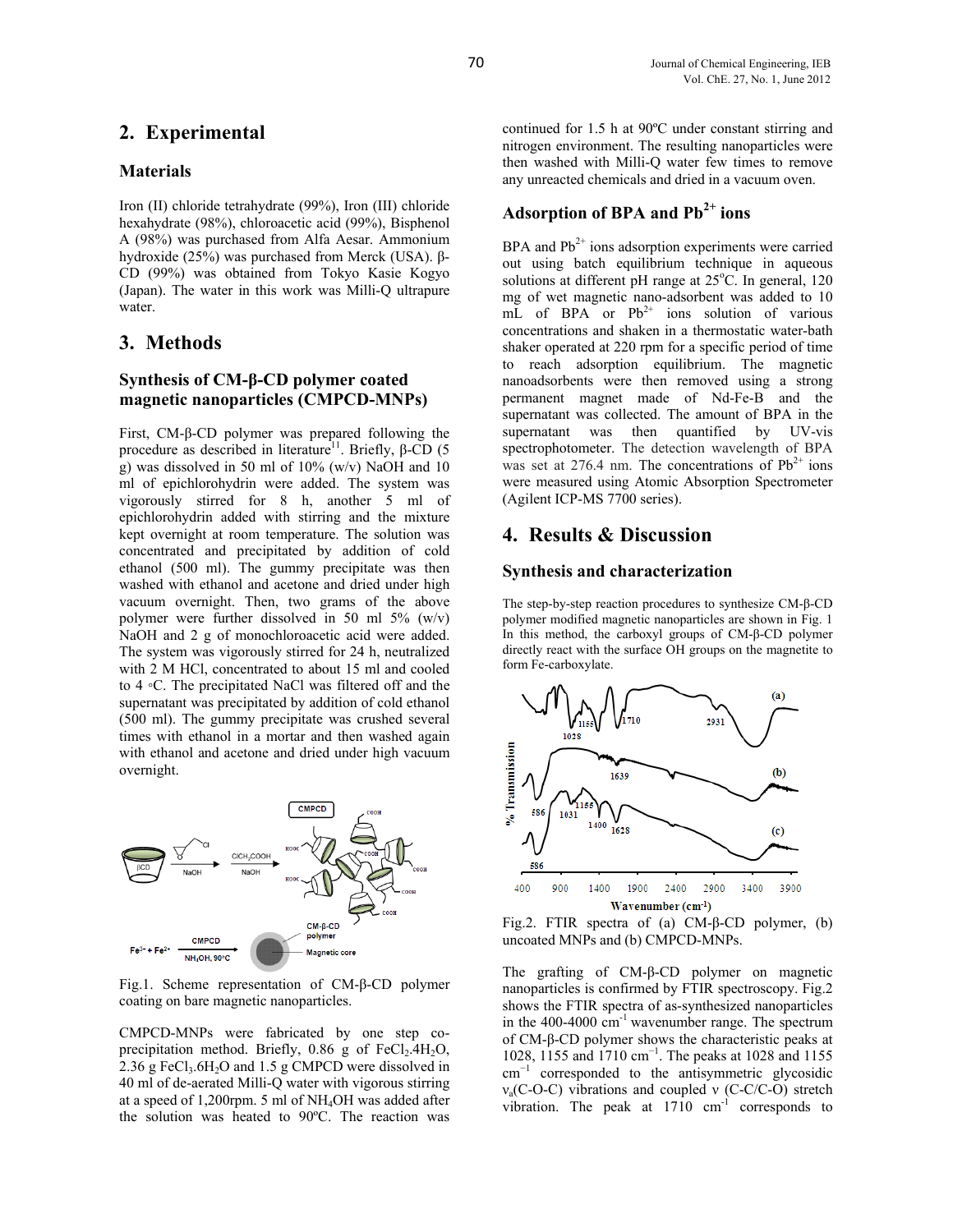## 2. Experimental

### Materials

Iron (II) chloride tetrahydrate (99%), Iron (III) chloride hexahydrate (98%), chloroacetic acid (99%), Bisphenol A (98%) was purchased from Alfa Aesar. Ammonium hydroxide (25%) was purchased from Merck (USA). β-CD (99%) was obtained from Tokyo Kasie Kogyo (Japan). The water in this work was Milli-Q ultrapure water.

## 3. Methods

### Synthesis of CM-β-CD polymer coated magnetic nanoparticles (CMPCD-MNPs)

First, CM-β-CD polymer was prepared following the procedure as described in literature[11]. Briefly, β-CD (5 g) was dissolved in 50 ml of 10% (w/v) NaOH and 10 ml of epichlorohydrin were added. The system was vigorously stirred for 8 h, another 5 ml of epichlorohydrin added with stirring and the mixture kept overnight at room temperature. The solution was concentrated and precipitated by addition of cold ethanol (500 ml). The gummy precipitate was then washed with ethanol and acetone and dried under high vacuum overnight. Then, two grams of the above polymer were further dissolved in 50 ml 5% (w/v) NaOH and 2 g of monochloroacetic acid were added. The system was vigorously stirred for 24 h, neutralized with 2 M HCl, concentrated to about 15 ml and cooled to 4 ◦C. The precipitated NaCl was filtered off and the supernatant was precipitated by addition of cold ethanol (500 ml). The gummy precipitate was crushed several times with ethanol in a mortar and then washed again with ethanol and acetone and dried under high vacuum overnight.

Fig.1. Scheme representation of CM-β-CD polymer coating on bare magnetic nanoparticles.

CMPCD-MNPs were fabricated by one step co-precipitation method. Briefly, 0.86 g of $FeCl_2.4H_2O$, 2.36 g $FeCl_3.6H_2O$ and 1.5 g CMPCD were dissolved in 40 ml of de-aerated Milli-Q water with vigorous stirring at a speed of 1,200rpm. 5 ml of $NH_4OH$ was added after the solution was heated to 90ºC. The reaction was continued for 1.5 h at 90ºC under constant stirring and nitrogen environment. The resulting nanoparticles were then washed with Milli-Q water few times to remove any unreacted chemicals and dried in a vacuum oven.

### Adsorption of BPA and $Pb^{2+}$ ions

BPA and $Pb^{2+}$ ions adsorption experiments were carried out using batch equilibrium technique in aqueous solutions at different pH range at 25°C. In general, 120 mg of wet magnetic nano-adsorbent was added to 10 mL of BPA or $Pb^{2+}$ ions solution of various concentrations and shaken in a thermostatic water-bath shaker operated at 220 rpm for a specific period of time to reach adsorption equilibrium. The magnetic nanoadsorbents were then removed using a strong permanent magnet made of Nd-Fe-B and the supernatant was collected. The amount of BPA in the supernatant was then quantified by UV-vis spectrophotometer. The detection wavelength of BPA was set at 276.4 nm. The concentrations of $Pb^{2+}$ ions were measured using Atomic Absorption Spectrometer (Agilent ICP-MS 7700 series).

## 4. Results & Discussion

### Synthesis and characterization

The step-by-step reaction procedures to synthesize CM-β-CD polymer modified magnetic nanoparticles are shown in Fig. 1 In this method, the carboxyl groups of CM-β-CD polymer directly react with the surface OH groups on the magnetite to form Fe-carboxylate.

Fig.2. FTIR spectra of (a) CM-β-CD polymer, (b) uncoated MNPs and (b) CMPCD-MNPs.

The grafting of CM-β-CD polymer on magnetic nanoparticles is confirmed by FTIR spectroscopy. Fig.2 shows the FTIR spectra of as-synthesized nanoparticles in the 400-4000 $cm^{-1}$ wavenumber range. The spectrum of CM-β-CD polymer shows the characteristic peaks at 1028, 1155 and 1710 $cm^{-1}$. The peaks at 1028 and 1155 $cm^{-1}$ corresponded to the antisymmetric glycosidic $\nu_a$(C-O-C) vibrations and coupled $\nu$ (C-C/C-O) stretch vibration. The peak at 1710 $cm^{-1}$ corresponds to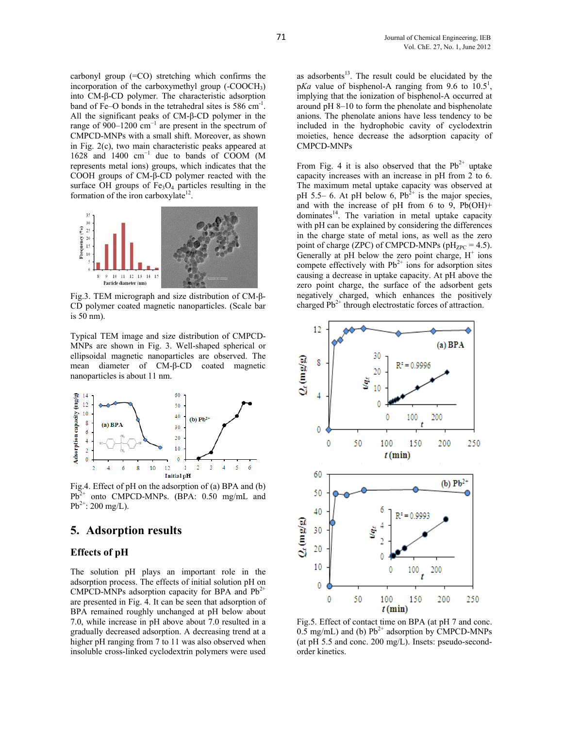carbonyl group (=CO) stretching which confirms the incorporation of the carboxymethyl group ($-COOCH_3$) into CM-β-CD polymer. The characteristic adsorption band of Fe–O bonds in the tetrahedral sites is 586 $cm^{-1}$. All the significant peaks of CM-β-CD polymer in the range of 900–1200 $cm^{-1}$ are present in the spectrum of CMPCD-MNPs with a small shift. Moreover, as shown in Fig. 2(c), two main characteristic peaks appeared at 1628 and 1400 $cm^{-1}$ due to bands of COOM (M represents metal ions) groups, which indicates that the COOH groups of CM-β-CD polymer reacted with the surface OH groups of $Fe_3O_4$ particles resulting in the formation of the iron carboxylate[12].

Fig.3. TEM micrograph and size distribution of CM-β-CD polymer coated magnetic nanoparticles. (Scale bar is 50 nm).

Typical TEM image and size distribution of CMPCD-MNPs are shown in Fig. 3. Well-shaped spherical or ellipsoidal magnetic nanoparticles are observed. The mean diameter of CM-β-CD coated magnetic nanoparticles is about 11 nm.

Fig.4. Effect of pH on the adsorption of (a) BPA and (b) $Pb^{2+}$ onto CMPCD-MNPs. (BPA: 0.50 mg/mL and $Pb^{2+}$: 200 mg/L).

## 5. Adsorption results

### Effects of pH

The solution pH plays an important role in the adsorption process. The effects of initial solution pH on CMPCD-MNPs adsorption capacity for BPA and $Pb^{2+}$ are presented in Fig. 4. It can be seen that adsorption of BPA remained roughly unchanged at pH below about 7.0, while increase in pH above about 7.0 resulted in a gradually decreased adsorption. A decreasing trend at a higher pH ranging from 7 to 11 was also observed when insoluble cross-linked cyclodextrin polymers were used as adsorbents[13]. The result could be elucidated by the p*Ka* value of bisphenol-A ranging from 9.6 to 10.5[1], implying that the ionization of bisphenol-A occurred at around pH 8–10 to form the phenolate and bisphenolate anions. The phenolate anions have less tendency to be included in the hydrophobic cavity of cyclodextrin moieties, hence decrease the adsorption capacity of CMPCD-MNPs

From Fig. 4 it is also observed that the $Pb^{2+}$ uptake capacity increases with an increase in pH from 2 to 6. The maximum metal uptake capacity was observed at pH 5.5– 6. At pH below 6, $Pb^{2+}$ is the major species, and with the increase of pH from 6 to 9, $Pb(OH)^+$ dominates[14]. The variation in metal uptake capacity with pH can be explained by considering the differences in the charge state of metal ions, as well as the zero point of charge (ZPC) of CMPCD-MNPs ($pH_{ZPC}$ = 4.5). Generally at pH below the zero point charge, $H^+$ ions compete effectively with $Pb^{2+}$ ions for adsorption sites causing a decrease in uptake capacity. At pH above the zero point charge, the surface of the adsorbent gets negatively charged, which enhances the positively charged $Pb^{2+}$ through electrostatic forces of attraction.

Fig.5. Effect of contact time on BPA (at pH 7 and conc. 0.5 mg/mL) and (b) $Pb^{2+}$ adsorption by CMPCD-MNPs (at pH 5.5 and conc. 200 mg/L). Insets: pseudo-second-order kinetics.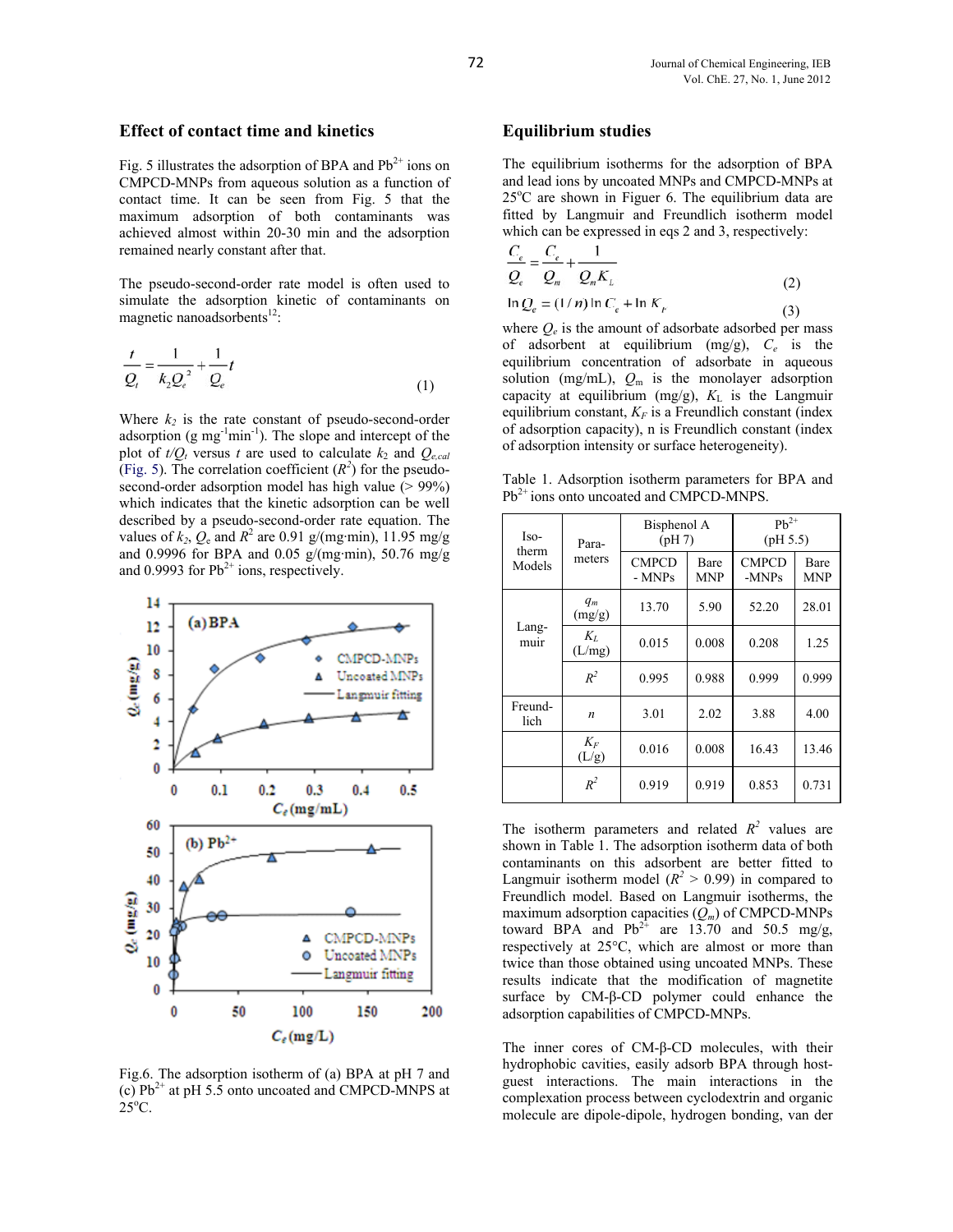## Effect of contact time and kinetics

Fig. 5 illustrates the adsorption of BPA and $Pb^{2+}$ ions on CMPCD-MNPs from aqueous solution as a function of contact time. It can be seen from Fig. 5 that the maximum adsorption of both contaminants was achieved almost within 20-30 min and the adsorption remained nearly constant after that.

The pseudo-second-order rate model is often used to simulate the adsorption kinetic of contaminants on magnetic nanoadsorbents[12]:

$$\frac{t}{Q_t} = \frac{1}{k_2 Q_e^2} + \frac{1}{Q_e} t \tag{1}$$

Where $k_2$ is the rate constant of pseudo-second-order adsorption (g mg$^{-1}$min$^{-1}$). The slope and intercept of the plot of $t/Q_t$ versus $t$ are used to calculate $k_2$ and $Q_{e,cal}$ (Fig. 5). The correlation coefficient ($R^2$) for the pseudo-second-order adsorption model has high value (> 99%) which indicates that the kinetic adsorption can be well described by a pseudo-second-order rate equation. The values of $k_2$, $Q_e$ and $R^2$ are 0.91 g/(mg·min), 11.95 mg/g and 0.9996 for BPA and 0.05 g/(mg·min), 50.76 mg/g and 0.9993 for $Pb^{2+}$ ions, respectively.

Fig.6. The adsorption isotherm of (a) BPA at pH 7 and (c) $Pb^{2+}$ at pH 5.5 onto uncoated and CMPCD-MNPS at 25°C.

## Equilibrium studies

The equilibrium isotherms for the adsorption of BPA and lead ions by uncoated MNPs and CMPCD-MNPs at 25°C are shown in Figuer 6. The equilibrium data are fitted by Langmuir and Freundlich isotherm model which can be expressed in eqs 2 and 3, respectively:

$$\frac{C_e}{Q_e} = \frac{C_e}{Q_m} + \frac{1}{Q_m K_L} \tag{2}$$

$$\ln Q_e = (1/n) \ln C_e + \ln K_F \tag{3}$$

where $Q_e$ is the amount of adsorbate adsorbed per mass of adsorbent at equilibrium (mg/g), $C_e$ is the equilibrium concentration of adsorbate in aqueous solution (mg/mL), $Q_m$ is the monolayer adsorption capacity at equilibrium (mg/g), $K_L$ is the Langmuir equilibrium constant, $K_F$ is a Freundlich constant (index of adsorption capacity), n is Freundlich constant (index of adsorption intensity or surface heterogeneity).

Table 1. Adsorption isotherm parameters for BPA and $Pb^{2+}$ ions onto uncoated and CMPCD-MNPS.

| Isotherm Models | Parameters | Bisphenol A (pH 7) | | $Pb^{2+}$ (pH 5.5) | |
|---|---|---|---|---|---|
| | | CMPCD - MNPs | Bare MNP | CMPCD -MNPs | Bare MNP |
| Langmuir | $q_m$ (mg/g) | 13.70 | 5.90 | 52.20 | 28.01 |
| | $K_L$ (L/mg) | 0.015 | 0.008 | 0.208 | 1.25 |
| | $R^2$ | 0.995 | 0.988 | 0.999 | 0.999 |
| Freundlich | $n$ | 3.01 | 2.02 | 3.88 | 4.00 |
| | $K_F$ (L/g) | 0.016 | 0.008 | 16.43 | 13.46 |
| | $R^2$ | 0.919 | 0.919 | 0.853 | 0.731 |

The isotherm parameters and related $R^2$ values are shown in Table 1. The adsorption isotherm data of both contaminants on this adsorbent are better fitted to Langmuir isotherm model ($R^2$ > 0.99) in compared to Freundlich model. Based on Langmuir isotherms, the maximum adsorption capacities ($Q_m$) of CMPCD-MNPs toward BPA and $Pb^{2+}$ are 13.70 and 50.5 mg/g, respectively at 25°C, which are almost or more than twice than those obtained using uncoated MNPs. These results indicate that the modification of magnetite surface by CM-β-CD polymer could enhance the adsorption capabilities of CMPCD-MNPs.

The inner cores of CM-β-CD molecules, with their hydrophobic cavities, easily adsorb BPA through host-guest interactions. The main interactions in the complexation process between cyclodextrin and organic molecule are dipole-dipole, hydrogen bonding, van der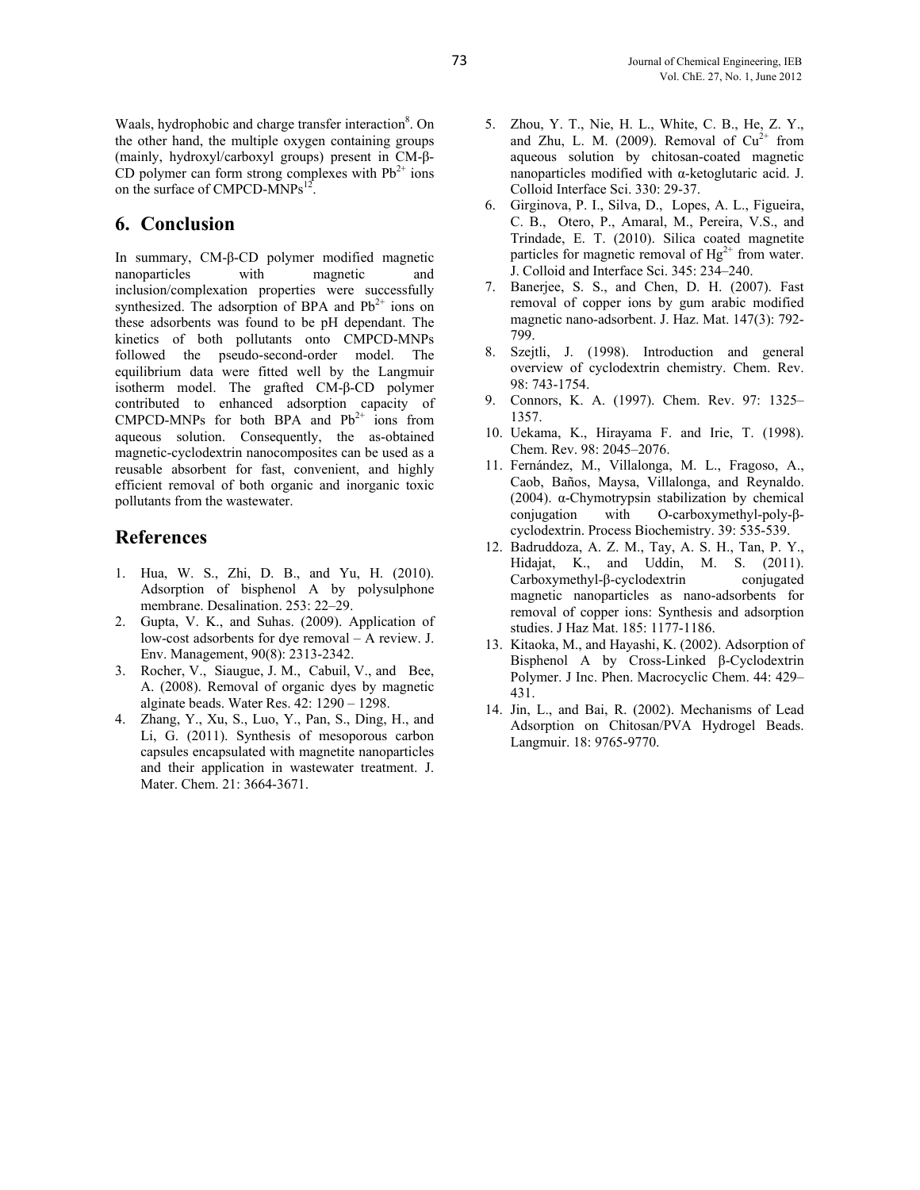Waals, hydrophobic and charge transfer interaction[8]. On the other hand, the multiple oxygen containing groups (mainly, hydroxyl/carboxyl groups) present in CM-β-CD polymer can form strong complexes with $Pb^{2+}$ ions on the surface of CMPCD-MNPs[12].

## 6. Conclusion

In summary, CM-β-CD polymer modified magnetic nanoparticles with magnetic and inclusion/complexation properties were successfully synthesized. The adsorption of BPA and $Pb^{2+}$ ions on these adsorbents was found to be pH dependant. The kinetics of both pollutants onto CMPCD-MNPs followed the pseudo-second-order model. The equilibrium data were fitted well by the Langmuir isotherm model. The grafted CM-β-CD polymer contributed to enhanced adsorption capacity of CMPCD-MNPs for both BPA and $Pb^{2+}$ ions from aqueous solution. Consequently, the as-obtained magnetic-cyclodextrin nanocomposites can be used as a reusable absorbent for fast, convenient, and highly efficient removal of both organic and inorganic toxic pollutants from the wastewater.

## References

1. Hua, W. S., Zhi, D. B., and Yu, H. (2010). Adsorption of bisphenol A by polysulphone membrane. Desalination. 253: 22–29.
2. Gupta, V. K., and Suhas. (2009). Application of low-cost adsorbents for dye removal – A review. J. Env. Management, 90(8): 2313-2342.
3. Rocher, V., Siaugue, J. M., Cabuil, V., and Bee, A. (2008). Removal of organic dyes by magnetic alginate beads. Water Res. 42: 1290 – 1298.
4. Zhang, Y., Xu, S., Luo, Y., Pan, S., Ding, H., and Li, G. (2011). Synthesis of mesoporous carbon capsules encapsulated with magnetite nanoparticles and their application in wastewater treatment. J. Mater. Chem. 21: 3664-3671.
5. Zhou, Y. T., Nie, H. L., White, C. B., He, Z. Y., and Zhu, L. M. (2009). Removal of $Cu^{2+}$ from aqueous solution by chitosan-coated magnetic nanoparticles modified with α-ketoglutaric acid. J. Colloid Interface Sci. 330: 29-37.
6. Girginova, P. I., Silva, D., Lopes, A. L., Figueira, C. B., Otero, P., Amaral, M., Pereira, V.S., and Trindade, E. T. (2010). Silica coated magnetite particles for magnetic removal of $Hg^{2+}$ from water. J. Colloid and Interface Sci. 345: 234–240.
7. Banerjee, S. S., and Chen, D. H. (2007). Fast removal of copper ions by gum arabic modified magnetic nano-adsorbent. J. Haz. Mat. 147(3): 792-799.
8. Szejtli, J. (1998). Introduction and general overview of cyclodextrin chemistry. Chem. Rev. 98: 743-1754.
9. Connors, K. A. (1997). Chem. Rev. 97: 1325–1357.
10. Uekama, K., Hirayama F. and Irie, T. (1998). Chem. Rev. 98: 2045–2076.
11. Fernández, M., Villalonga, M. L., Fragoso, A., Caob, Baños, Maysa, Villalonga, and Reynaldo. (2004). α-Chymotrypsin stabilization by chemical conjugation with O-carboxymethyl-poly-β-cyclodextrin. Process Biochemistry. 39: 535-539.
12. Badruddoza, A. Z. M., Tay, A. S. H., Tan, P. Y., Hidajat, K., and Uddin, M. S. (2011). Carboxymethyl-β-cyclodextrin conjugated magnetic nanoparticles as nano-adsorbents for removal of copper ions: Synthesis and adsorption studies. J Haz Mat. 185: 1177-1186.
13. Kitaoka, M., and Hayashi, K. (2002). Adsorption of Bisphenol A by Cross-Linked β-Cyclodextrin Polymer. J Inc. Phen. Macrocyclic Chem. 44: 429–431.
14. Jin, L., and Bai, R. (2002). Mechanisms of Lead Adsorption on Chitosan/PVA Hydrogel Beads. Langmuir. 18: 9765-9770.